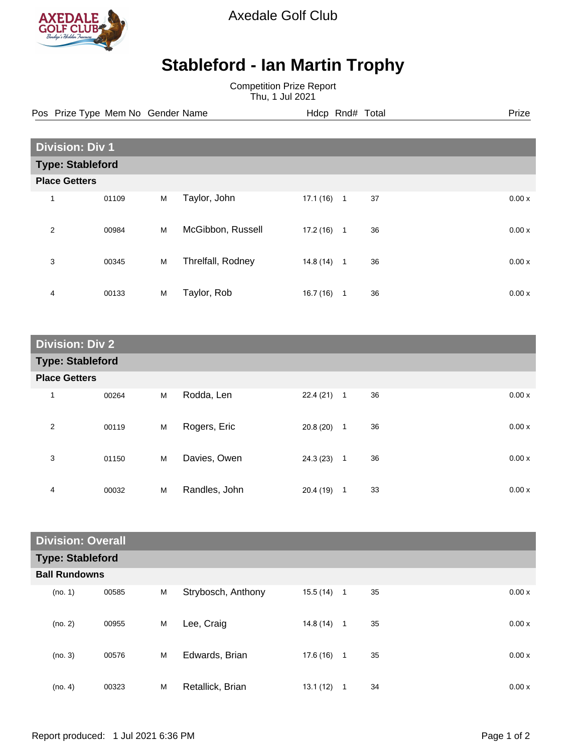Axedale Golf Club

# Stableford - Ian Martin Trophy

Competition Prize Report
Thu, 1 Jul 2021

## Division: Div 1

### Type: Stableford

**Place Getters**

| Pos | Prize Type | Mem No | Gender | Name | Hdcp | Rnd# | Total | Prize |
|---|---|---|---|---|---|---|---|---|
| 1 | | 01109 | M | Taylor, John | 17.1 (16) | 1 | 37 | 0.00 x |
| 2 | | 00984 | M | McGibbon, Russell | 17.2 (16) | 1 | 36 | 0.00 x |
| 3 | | 00345 | M | Threlfall, Rodney | 14.8 (14) | 1 | 36 | 0.00 x |
| 4 | | 00133 | M | Taylor, Rob | 16.7 (16) | 1 | 36 | 0.00 x |

## Division: Div 2

### Type: Stableford

**Place Getters**

| Pos | Prize Type | Mem No | Gender | Name | Hdcp | Rnd# | Total | Prize |
|---|---|---|---|---|---|---|---|---|
| 1 | | 00264 | M | Rodda, Len | 22.4 (21) | 1 | 36 | 0.00 x |
| 2 | | 00119 | M | Rogers, Eric | 20.8 (20) | 1 | 36 | 0.00 x |
| 3 | | 01150 | M | Davies, Owen | 24.3 (23) | 1 | 36 | 0.00 x |
| 4 | | 00032 | M | Randles, John | 20.4 (19) | 1 | 33 | 0.00 x |

## Division: Overall

### Type: Stableford

**Ball Rundowns**

| Pos | Prize Type | Mem No | Gender | Name | Hdcp | Rnd# | Total | Prize |
|---|---|---|---|---|---|---|---|---|
| (no. 1) | | 00585 | M | Strybosch, Anthony | 15.5 (14) | 1 | 35 | 0.00 x |
| (no. 2) | | 00955 | M | Lee, Craig | 14.8 (14) | 1 | 35 | 0.00 x |
| (no. 3) | | 00576 | M | Edwards, Brian | 17.6 (16) | 1 | 35 | 0.00 x |
| (no. 4) | | 00323 | M | Retallick, Brian | 13.1 (12) | 1 | 34 | 0.00 x |

Report produced: 1 Jul 2021 6:36 PM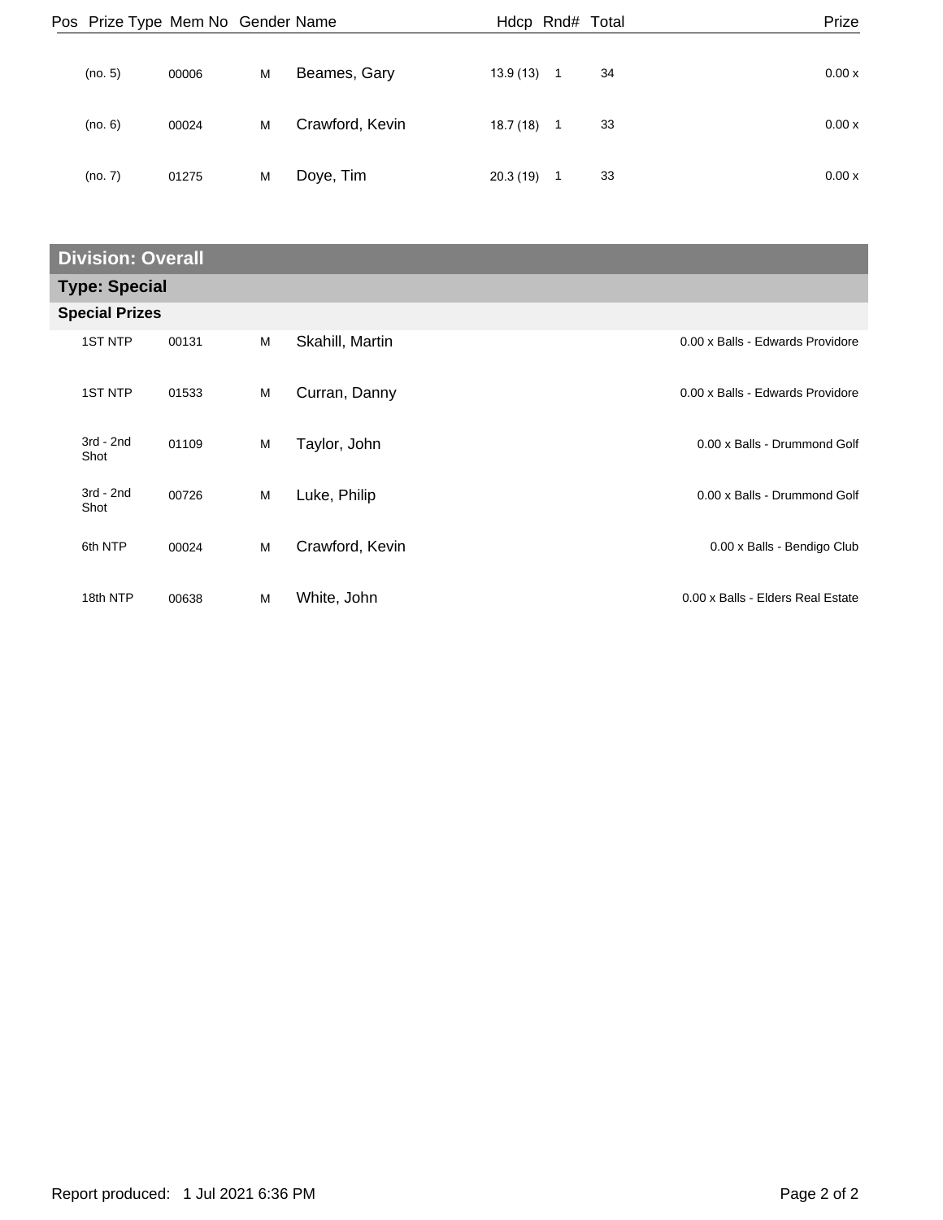| Pos | Prize Type | Mem No | Gender | Name | Hdcp | Rnd# | Total | Prize |
|---|---|---|---|---|---|---|---|---|
| (no. 5) | | 00006 | M | Beames, Gary | 13.9 (13) | 1 | 34 | 0.00 x |
| (no. 6) | | 00024 | M | Crawford, Kevin | 18.7 (18) | 1 | 33 | 0.00 x |
| (no. 7) | | 01275 | M | Doye, Tim | 20.3 (19) | 1 | 33 | 0.00 x |

## Division: Overall

### Type: Special

#### Special Prizes

| Pos | Mem No | Gender | Name | Prize |
|---|---|---|---|---|
| 1ST NTP | 00131 | M | Skahill, Martin | 0.00 x Balls - Edwards Providore |
| 1ST NTP | 01533 | M | Curran, Danny | 0.00 x Balls - Edwards Providore |
| 3rd - 2nd Shot | 01109 | M | Taylor, John | 0.00 x Balls - Drummond Golf |
| 3rd - 2nd Shot | 00726 | M | Luke, Philip | 0.00 x Balls - Drummond Golf |
| 6th NTP | 00024 | M | Crawford, Kevin | 0.00 x Balls - Bendigo Club |
| 18th NTP | 00638 | M | White, John | 0.00 x Balls - Elders Real Estate |

Report produced: 1 Jul 2021 6:36 PM